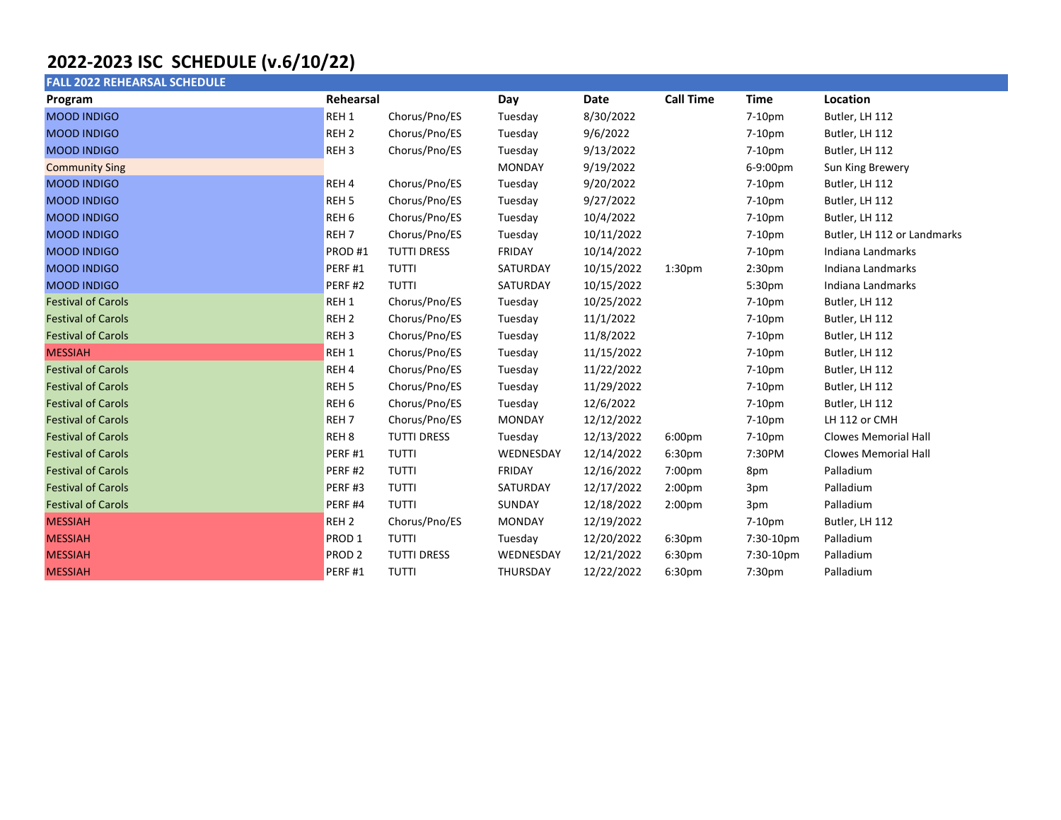# 2022-2023 ISC SCHEDULE (v.6/10/22)

| FALL 2022 REHEARSAL SCHEDULE | | | | | | | |
|---|---|---|---|---|---|---|---|
| **Program** | **Rehearsal** | | **Day** | **Date** | **Call Time** | **Time** | **Location** |
| MOOD INDIGO | REH 1 | Chorus/Pno/ES | Tuesday | 8/30/2022 | | 7-10pm | Butler, LH 112 |
| MOOD INDIGO | REH 2 | Chorus/Pno/ES | Tuesday | 9/6/2022 | | 7-10pm | Butler, LH 112 |
| MOOD INDIGO | REH 3 | Chorus/Pno/ES | Tuesday | 9/13/2022 | | 7-10pm | Butler, LH 112 |
| Community Sing | | | MONDAY | 9/19/2022 | | 6-9:00pm | Sun King Brewery |
| MOOD INDIGO | REH 4 | Chorus/Pno/ES | Tuesday | 9/20/2022 | | 7-10pm | Butler, LH 112 |
| MOOD INDIGO | REH 5 | Chorus/Pno/ES | Tuesday | 9/27/2022 | | 7-10pm | Butler, LH 112 |
| MOOD INDIGO | REH 6 | Chorus/Pno/ES | Tuesday | 10/4/2022 | | 7-10pm | Butler, LH 112 |
| MOOD INDIGO | REH 7 | Chorus/Pno/ES | Tuesday | 10/11/2022 | | 7-10pm | Butler, LH 112 or Landmarks |
| MOOD INDIGO | PROD #1 | TUTTI DRESS | FRIDAY | 10/14/2022 | | 7-10pm | Indiana Landmarks |
| MOOD INDIGO | PERF #1 | TUTTI | SATURDAY | 10/15/2022 | 1:30pm | 2:30pm | Indiana Landmarks |
| MOOD INDIGO | PERF #2 | TUTTI | SATURDAY | 10/15/2022 | | 5:30pm | Indiana Landmarks |
| Festival of Carols | REH 1 | Chorus/Pno/ES | Tuesday | 10/25/2022 | | 7-10pm | Butler, LH 112 |
| Festival of Carols | REH 2 | Chorus/Pno/ES | Tuesday | 11/1/2022 | | 7-10pm | Butler, LH 112 |
| Festival of Carols | REH 3 | Chorus/Pno/ES | Tuesday | 11/8/2022 | | 7-10pm | Butler, LH 112 |
| MESSIAH | REH 1 | Chorus/Pno/ES | Tuesday | 11/15/2022 | | 7-10pm | Butler, LH 112 |
| Festival of Carols | REH 4 | Chorus/Pno/ES | Tuesday | 11/22/2022 | | 7-10pm | Butler, LH 112 |
| Festival of Carols | REH 5 | Chorus/Pno/ES | Tuesday | 11/29/2022 | | 7-10pm | Butler, LH 112 |
| Festival of Carols | REH 6 | Chorus/Pno/ES | Tuesday | 12/6/2022 | | 7-10pm | Butler, LH 112 |
| Festival of Carols | REH 7 | Chorus/Pno/ES | MONDAY | 12/12/2022 | | 7-10pm | LH 112 or CMH |
| Festival of Carols | REH 8 | TUTTI DRESS | Tuesday | 12/13/2022 | 6:00pm | 7-10pm | Clowes Memorial Hall |
| Festival of Carols | PERF #1 | TUTTI | WEDNESDAY | 12/14/2022 | 6:30pm | 7:30PM | Clowes Memorial Hall |
| Festival of Carols | PERF #2 | TUTTI | FRIDAY | 12/16/2022 | 7:00pm | 8pm | Palladium |
| Festival of Carols | PERF #3 | TUTTI | SATURDAY | 12/17/2022 | 2:00pm | 3pm | Palladium |
| Festival of Carols | PERF #4 | TUTTI | SUNDAY | 12/18/2022 | 2:00pm | 3pm | Palladium |
| MESSIAH | REH 2 | Chorus/Pno/ES | MONDAY | 12/19/2022 | | 7-10pm | Butler, LH 112 |
| MESSIAH | PROD 1 | TUTTI | Tuesday | 12/20/2022 | 6:30pm | 7:30-10pm | Palladium |
| MESSIAH | PROD 2 | TUTTI DRESS | WEDNESDAY | 12/21/2022 | 6:30pm | 7:30-10pm | Palladium |
| MESSIAH | PERF #1 | TUTTI | THURSDAY | 12/22/2022 | 6:30pm | 7:30pm | Palladium |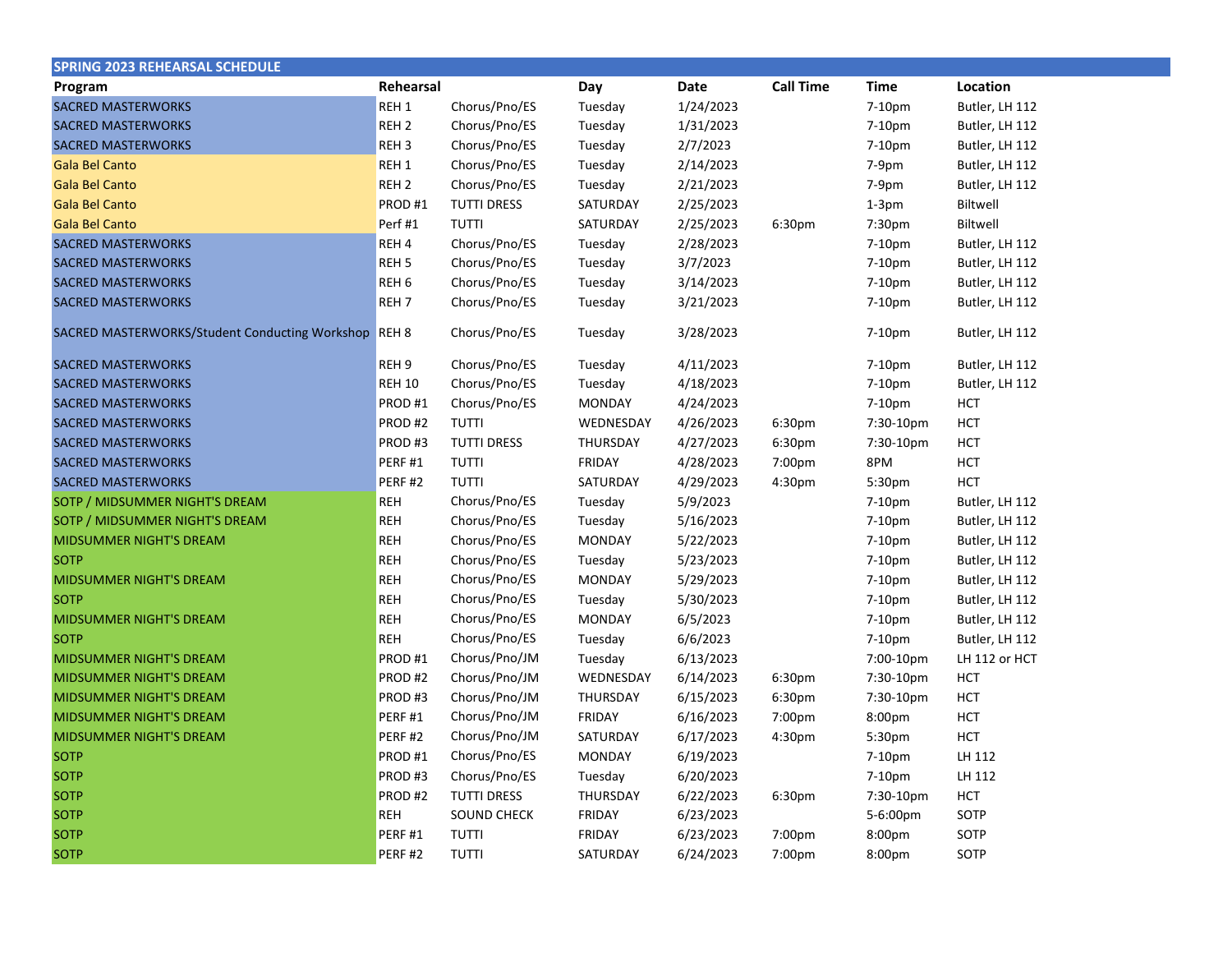## SPRING 2023 REHEARSAL SCHEDULE

| Program | Rehearsal | | Day | Date | Call Time | Time | Location |
|---|---|---|---|---|---|---|---|
| SACRED MASTERWORKS | REH 1 | Chorus/Pno/ES | Tuesday | 1/24/2023 | | 7-10pm | Butler, LH 112 |
| SACRED MASTERWORKS | REH 2 | Chorus/Pno/ES | Tuesday | 1/31/2023 | | 7-10pm | Butler, LH 112 |
| SACRED MASTERWORKS | REH 3 | Chorus/Pno/ES | Tuesday | 2/7/2023 | | 7-10pm | Butler, LH 112 |
| Gala Bel Canto | REH 1 | Chorus/Pno/ES | Tuesday | 2/14/2023 | | 7-9pm | Butler, LH 112 |
| Gala Bel Canto | REH 2 | Chorus/Pno/ES | Tuesday | 2/21/2023 | | 7-9pm | Butler, LH 112 |
| Gala Bel Canto | PROD #1 | TUTTI DRESS | SATURDAY | 2/25/2023 | | 1-3pm | Biltwell |
| Gala Bel Canto | Perf #1 | TUTTI | SATURDAY | 2/25/2023 | 6:30pm | 7:30pm | Biltwell |
| SACRED MASTERWORKS | REH 4 | Chorus/Pno/ES | Tuesday | 2/28/2023 | | 7-10pm | Butler, LH 112 |
| SACRED MASTERWORKS | REH 5 | Chorus/Pno/ES | Tuesday | 3/7/2023 | | 7-10pm | Butler, LH 112 |
| SACRED MASTERWORKS | REH 6 | Chorus/Pno/ES | Tuesday | 3/14/2023 | | 7-10pm | Butler, LH 112 |
| SACRED MASTERWORKS | REH 7 | Chorus/Pno/ES | Tuesday | 3/21/2023 | | 7-10pm | Butler, LH 112 |
| SACRED MASTERWORKS/Student Conducting Workshop | REH 8 | Chorus/Pno/ES | Tuesday | 3/28/2023 | | 7-10pm | Butler, LH 112 |
| SACRED MASTERWORKS | REH 9 | Chorus/Pno/ES | Tuesday | 4/11/2023 | | 7-10pm | Butler, LH 112 |
| SACRED MASTERWORKS | REH 10 | Chorus/Pno/ES | Tuesday | 4/18/2023 | | 7-10pm | Butler, LH 112 |
| SACRED MASTERWORKS | PROD #1 | Chorus/Pno/ES | MONDAY | 4/24/2023 | | 7-10pm | HCT |
| SACRED MASTERWORKS | PROD #2 | TUTTI | WEDNESDAY | 4/26/2023 | 6:30pm | 7:30-10pm | HCT |
| SACRED MASTERWORKS | PROD #3 | TUTTI DRESS | THURSDAY | 4/27/2023 | 6:30pm | 7:30-10pm | HCT |
| SACRED MASTERWORKS | PERF #1 | TUTTI | FRIDAY | 4/28/2023 | 7:00pm | 8PM | HCT |
| SACRED MASTERWORKS | PERF #2 | TUTTI | SATURDAY | 4/29/2023 | 4:30pm | 5:30pm | HCT |
| SOTP / MIDSUMMER NIGHT'S DREAM | REH | Chorus/Pno/ES | Tuesday | 5/9/2023 | | 7-10pm | Butler, LH 112 |
| SOTP / MIDSUMMER NIGHT'S DREAM | REH | Chorus/Pno/ES | Tuesday | 5/16/2023 | | 7-10pm | Butler, LH 112 |
| MIDSUMMER NIGHT'S DREAM | REH | Chorus/Pno/ES | MONDAY | 5/22/2023 | | 7-10pm | Butler, LH 112 |
| SOTP | REH | Chorus/Pno/ES | Tuesday | 5/23/2023 | | 7-10pm | Butler, LH 112 |
| MIDSUMMER NIGHT'S DREAM | REH | Chorus/Pno/ES | MONDAY | 5/29/2023 | | 7-10pm | Butler, LH 112 |
| SOTP | REH | Chorus/Pno/ES | Tuesday | 5/30/2023 | | 7-10pm | Butler, LH 112 |
| MIDSUMMER NIGHT'S DREAM | REH | Chorus/Pno/ES | MONDAY | 6/5/2023 | | 7-10pm | Butler, LH 112 |
| SOTP | REH | Chorus/Pno/ES | Tuesday | 6/6/2023 | | 7-10pm | Butler, LH 112 |
| MIDSUMMER NIGHT'S DREAM | PROD #1 | Chorus/Pno/JM | Tuesday | 6/13/2023 | | 7:00-10pm | LH 112 or HCT |
| MIDSUMMER NIGHT'S DREAM | PROD #2 | Chorus/Pno/JM | WEDNESDAY | 6/14/2023 | 6:30pm | 7:30-10pm | HCT |
| MIDSUMMER NIGHT'S DREAM | PROD #3 | Chorus/Pno/JM | THURSDAY | 6/15/2023 | 6:30pm | 7:30-10pm | HCT |
| MIDSUMMER NIGHT'S DREAM | PERF #1 | Chorus/Pno/JM | FRIDAY | 6/16/2023 | 7:00pm | 8:00pm | HCT |
| MIDSUMMER NIGHT'S DREAM | PERF #2 | Chorus/Pno/JM | SATURDAY | 6/17/2023 | 4:30pm | 5:30pm | HCT |
| SOTP | PROD #1 | Chorus/Pno/ES | MONDAY | 6/19/2023 | | 7-10pm | LH 112 |
| SOTP | PROD #3 | Chorus/Pno/ES | Tuesday | 6/20/2023 | | 7-10pm | LH 112 |
| SOTP | PROD #2 | TUTTI DRESS | THURSDAY | 6/22/2023 | 6:30pm | 7:30-10pm | HCT |
| SOTP | REH | SOUND CHECK | FRIDAY | 6/23/2023 | | 5-6:00pm | SOTP |
| SOTP | PERF #1 | TUTTI | FRIDAY | 6/23/2023 | 7:00pm | 8:00pm | SOTP |
| SOTP | PERF #2 | TUTTI | SATURDAY | 6/24/2023 | 7:00pm | 8:00pm | SOTP |